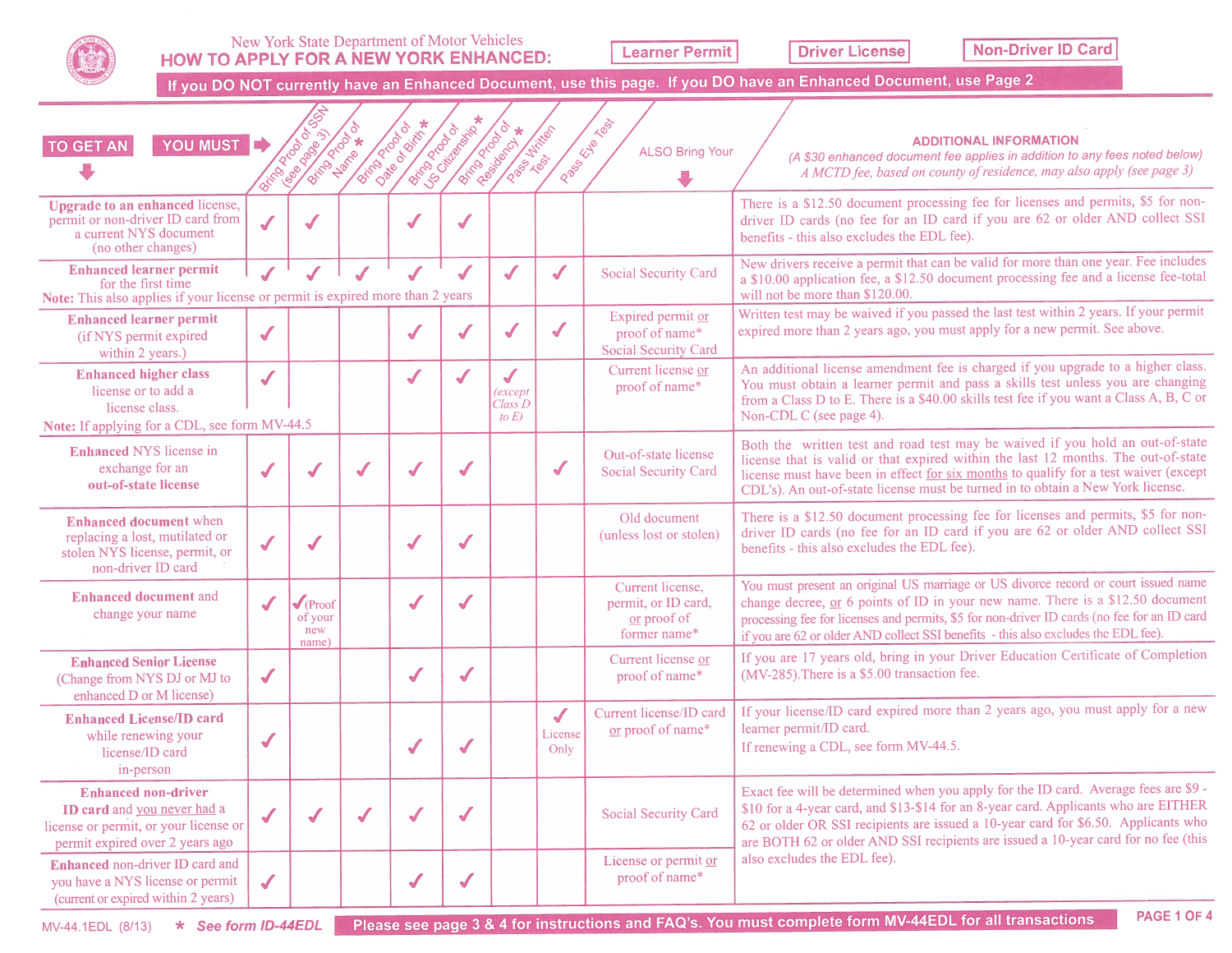New York State Department of Motor Vehicles

# HOW TO APPLY FOR A NEW YORK ENHANCED:

**Learner Permit** | **Driver License** | **Non-Driver ID Card**

**If you DO NOT currently have an Enhanced Document, use this page. If you DO have an Enhanced Document, use Page 2**

| TO GET AN ↓ / YOU MUST → | Bring Proof of SSN (see page 3) | Bring Proof of Name * | Bring Proof of Date of Birth * | Bring Proof of US Citizenship * | Bring Proof of Residency * | Pass Written Test | Pass Eye Test | ALSO Bring Your ↓ | ADDITIONAL INFORMATION (A $30 enhanced document fee applies in addition to any fees noted below) A MCTD fee, based on county of residence, may also apply (see page 3) |
|---|---|---|---|---|---|---|---|---|---|
| **Upgrade to an enhanced** license, permit or non-driver ID card from a current NYS document (no other changes) | ✓ | ✓ | | ✓ | ✓ | | | | There is a $12.50 document processing fee for licenses and permits, $5 for non-driver ID cards (no fee for an ID card if you are 62 or older AND collect SSI benefits - this also excludes the EDL fee). |
| **Enhanced learner permit** for the first time. **Note:** This also applies if your license or permit is expired more than 2 years | ✓ | ✓ | ✓ | ✓ | ✓ | ✓ | ✓ | Social Security Card | New drivers receive a permit that can be valid for more than one year. Fee includes a $10.00 application fee, a $12.50 document processing fee and a license fee-total will not be more than $120.00. |
| **Enhanced learner permit** (if NYS permit expired within 2 years.) | ✓ | | | ✓ | ✓ | ✓ | ✓ | Expired permit or proof of name* Social Security Card | Written test may be waived if you passed the last test within 2 years. If your permit expired more than 2 years ago, you must apply for a new permit. See above. |
| **Enhanced higher class** license or to add a license class. **Note:** If applying for a CDL, see form MV-44.5 | ✓ | | | ✓ | ✓ | ✓ (except Class D to E) | | Current license or proof of name* | An additional license amendment fee is charged if you upgrade to a higher class. You must obtain a learner permit and pass a skills test unless you are changing from a Class D to E. There is a $40.00 skills test fee if you want a Class A, B, C or Non-CDL C (see page 4). |
| **Enhanced** NYS license in exchange for an **out-of-state license** | ✓ | ✓ | ✓ | ✓ | ✓ | | ✓ | Out-of-state license Social Security Card | Both the written test and road test may be waived if you hold an out-of-state license that is valid or that expired within the last 12 months. The out-of-state license must have been in effect for six months to qualify for a test waiver (except CDL's). An out-of-state license must be turned in to obtain a New York license. |
| **Enhanced document** when replacing a lost, mutilated or stolen NYS license, permit, or non-driver ID card | ✓ | ✓ | | ✓ | ✓ | | | Old document (unless lost or stolen) | There is a $12.50 document processing fee for licenses and permits, $5 for non-driver ID cards (no fee for an ID card if you are 62 or older AND collect SSI benefits - this also excludes the EDL fee). |
| **Enhanced document** and change your name | ✓ | ✓ (Proof of your new name) | | ✓ | ✓ | | | Current license, permit, or ID card, or proof of former name* | You must present an original US marriage or US divorce record or court issued name change decree, or 6 points of ID in your new name. There is a $12.50 document processing fee for licenses and permits, $5 for non-driver ID cards (no fee for an ID card if you are 62 or older AND collect SSI benefits - this also excludes the EDL fee). |
| **Enhanced Senior License** (Change from NYS DJ or MJ to enhanced D or M license) | ✓ | | | ✓ | ✓ | | | Current license or proof of name* | If you are 17 years old, bring in your Driver Education Certificate of Completion (MV-285).There is a $5.00 transaction fee. |
| **Enhanced License/ID card** while renewing your license/ID card in-person | ✓ | | | ✓ | ✓ | | ✓ License Only | Current license/ID card or proof of name* | If your license/ID card expired more than 2 years ago, you must apply for a new learner permit/ID card. If renewing a CDL, see form MV-44.5. |
| **Enhanced non-driver ID card** and you never had a license or permit, or your license or permit expired over 2 years ago | ✓ | ✓ | ✓ | ✓ | ✓ | | | Social Security Card | Exact fee will be determined when you apply for the ID card. Average fees are $9 - $10 for a 4-year card, and $13-$14 for an 8-year card. Applicants who are EITHER 62 or older OR SSI recipients are issued a 10-year card for $6.50. Applicants who are BOTH 62 or older AND SSI recipients are issued a 10-year card for no fee (this also excludes the EDL fee). |
| **Enhanced** non-driver ID card and you have a NYS license or permit (current or expired within 2 years) | ✓ | | | ✓ | ✓ | | | License or permit or proof of name* | |

MV-44.1EDL (8/13)

*** See form ID-44EDL**

**Please see page 3 & 4 for instructions and FAQ's. You must complete form MV-44EDL for all transactions**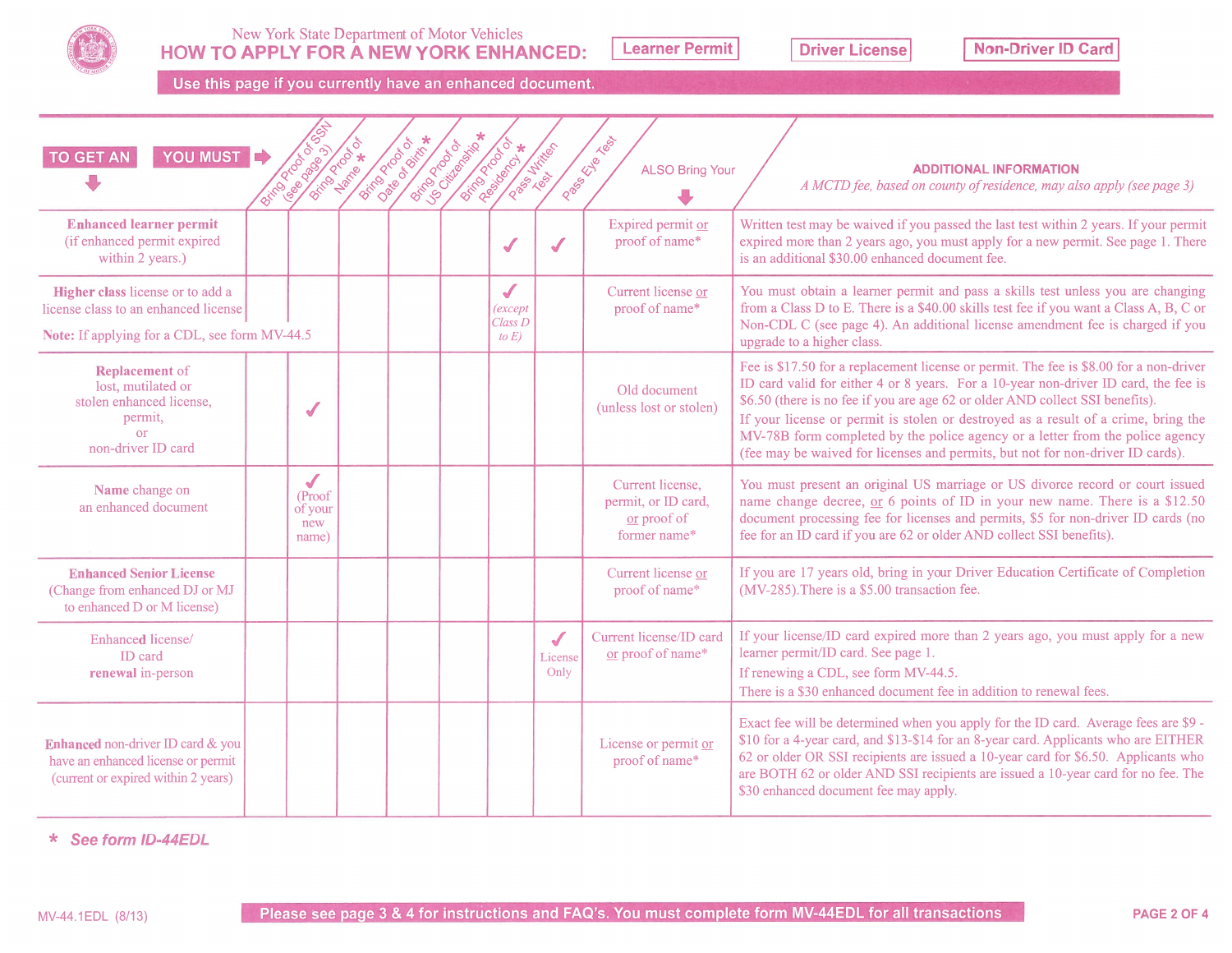New York State Department of Motor Vehicles

# HOW TO APPLY FOR A NEW YORK ENHANCED: Learner Permit | Driver License | Non-Driver ID Card

**Use this page if you currently have an enhanced document.**

| TO GET AN | Bring Proof of SSN (see page 3) | Bring Proof of Name * | Bring Proof of Date of Birth * | Bring Proof of US Citizenship * | Bring Proof of Residency * | Pass Written Test | Pass Eye Test | ALSO Bring Your | ADDITIONAL INFORMATION *A MCTD fee, based on county of residence, may also apply (see page 3)* |
|---|---|---|---|---|---|---|---|---|---|
| **Enhanced learner permit** (if enhanced permit expired within 2 years.) | | | | | | ✓ | ✓ | Expired permit or proof of name* | Written test may be waived if you passed the last test within 2 years. If your permit expired more than 2 years ago, you must apply for a new permit. See page 1. There is an additional $30.00 enhanced document fee. |
| **Higher class** license or to add a license class to an enhanced license. Note: If applying for a CDL, see form MV-44.5 | | | | | | ✓ (except Class D to E) | | Current license or proof of name* | You must obtain a learner permit and pass a skills test unless you are changing from a Class D to E. There is a $40.00 skills test fee if you want a Class A, B, C or Non-CDL C (see page 4). An additional license amendment fee is charged if you upgrade to a higher class. |
| **Replacement** of lost, mutilated or stolen enhanced license, permit, or non-driver ID card | | ✓ | | | | | | Old document (unless lost or stolen) | Fee is $17.50 for a replacement license or permit. The fee is $8.00 for a non-driver ID card valid for either 4 or 8 years. For a 10-year non-driver ID card, the fee is $6.50 (there is no fee if you are age 62 or older AND collect SSI benefits). If your license or permit is stolen or destroyed as a result of a crime, bring the MV-78B form completed by the police agency or a letter from the police agency (fee may be waived for licenses and permits, but not for non-driver ID cards). |
| **Name** change on an enhanced document | | ✓ (Proof of your new name) | | | | | | Current license, permit, or ID card, or proof of former name* | You must present an original US marriage or US divorce record or court issued name change decree, or 6 points of ID in your new name. There is a $12.50 document processing fee for licenses and permits, $5 for non-driver ID cards (no fee for an ID card if you are 62 or older AND collect SSI benefits). |
| **Enhanced Senior License** (Change from enhanced DJ or MJ to enhanced D or M license) | | | | | | | | Current license or proof of name* | If you are 17 years old, bring in your Driver Education Certificate of Completion (MV-285).There is a $5.00 transaction fee. |
| Enhanced license/ ID card **renewal** in-person | | | | | | | ✓ License Only | Current license/ID card or proof of name* | If your license/ID card expired more than 2 years ago, you must apply for a new learner permit/ID card. See page 1. If renewing a CDL, see form MV-44.5. There is a $30 enhanced document fee in addition to renewal fees. |
| **Enhanced** non-driver ID card & you have an enhanced license or permit (current or expired within 2 years) | | | | | | | | License or permit or proof of name* | Exact fee will be determined when you apply for the ID card. Average fees are $9 - $10 for a 4-year card, and $13-$14 for an 8-year card. Applicants who are EITHER 62 or older OR SSI recipients are issued a 10-year card for $6.50. Applicants who are BOTH 62 or older AND SSI recipients are issued a 10-year card for no fee. The $30 enhanced document fee may apply. |

\* *See form ID-44EDL*

MV-44.1EDL (8/13)

**Please see page 3 & 4 for instructions and FAQ's. You must complete form MV-44EDL for all transactions**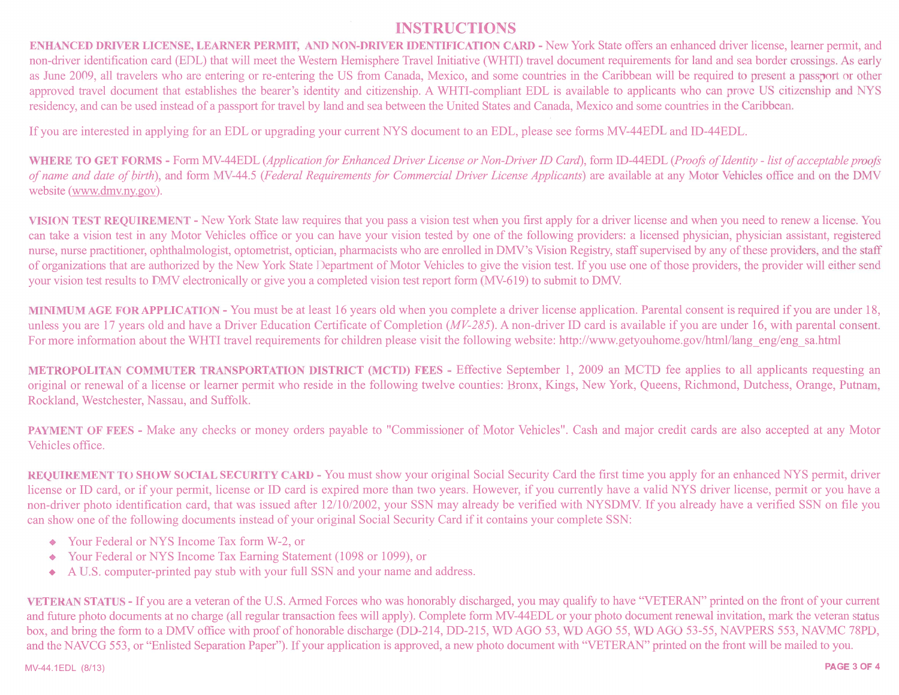# INSTRUCTIONS

**ENHANCED DRIVER LICENSE, LEARNER PERMIT, AND NON-DRIVER IDENTIFICATION CARD -** New York State offers an enhanced driver license, learner permit, and non-driver identification card (EDL) that will meet the Western Hemisphere Travel Initiative (WHTI) travel document requirements for land and sea border crossings. As early as June 2009, all travelers who are entering or re-entering the US from Canada, Mexico, and some countries in the Caribbean will be required to present a passport or other approved travel document that establishes the bearer's identity and citizenship. A WHTI-compliant EDL is available to applicants who can prove US citizenship and NYS residency, and can be used instead of a passport for travel by land and sea between the United States and Canada, Mexico and some countries in the Caribbean.

If you are interested in applying for an EDL or upgrading your current NYS document to an EDL, please see forms MV-44EDL and ID-44EDL.

**WHERE TO GET FORMS -** Form MV-44EDL (*Application for Enhanced Driver License or Non-Driver ID Card*), form ID-44EDL (*Proofs of Identity - list of acceptable proofs of name and date of birth*), and form MV-44.5 (*Federal Requirements for Commercial Driver License Applicants*) are available at any Motor Vehicles office and on the DMV website (www.dmv.ny.gov).

**VISION TEST REQUIREMENT -** New York State law requires that you pass a vision test when you first apply for a driver license and when you need to renew a license. You can take a vision test in any Motor Vehicles office or you can have your vision tested by one of the following providers: a licensed physician, physician assistant, registered nurse, nurse practitioner, ophthalmologist, optometrist, optician, pharmacists who are enrolled in DMV's Vision Registry, staff supervised by any of these providers, and the staff of organizations that are authorized by the New York State Department of Motor Vehicles to give the vision test. If you use one of those providers, the provider will either send your vision test results to DMV electronically or give you a completed vision test report form (MV-619) to submit to DMV.

**MINIMUM AGE FOR APPLICATION -** You must be at least 16 years old when you complete a driver license application. Parental consent is required if you are under 18, unless you are 17 years old and have a Driver Education Certificate of Completion (*MV-285*). A non-driver ID card is available if you are under 16, with parental consent. For more information about the WHTI travel requirements for children please visit the following website: http://www.getyouhome.gov/html/lang_eng/eng_sa.html

**METROPOLITAN COMMUTER TRANSPORTATION DISTRICT (MCTD) FEES -** Effective September 1, 2009 an MCTD fee applies to all applicants requesting an original or renewal of a license or learner permit who reside in the following twelve counties: Bronx, Kings, New York, Queens, Richmond, Dutchess, Orange, Putnam, Rockland, Westchester, Nassau, and Suffolk.

**PAYMENT OF FEES -** Make any checks or money orders payable to "Commissioner of Motor Vehicles". Cash and major credit cards are also accepted at any Motor Vehicles office.

**REQUIREMENT TO SHOW SOCIAL SECURITY CARD -** You must show your original Social Security Card the first time you apply for an enhanced NYS permit, driver license or ID card, or if your permit, license or ID card is expired more than two years. However, if you currently have a valid NYS driver license, permit or you have a non-driver photo identification card, that was issued after 12/10/2002, your SSN may already be verified with NYSDMV. If you already have a verified SSN on file you can show one of the following documents instead of your original Social Security Card if it contains your complete SSN:

- Your Federal or NYS Income Tax form W-2, or
- Your Federal or NYS Income Tax Earning Statement (1098 or 1099), or
- A U.S. computer-printed pay stub with your full SSN and your name and address.

**VETERAN STATUS -** If you are a veteran of the U.S. Armed Forces who was honorably discharged, you may qualify to have "VETERAN" printed on the front of your current and future photo documents at no charge (all regular transaction fees will apply). Complete form MV-44EDL or your photo document renewal invitation, mark the veteran status box, and bring the form to a DMV office with proof of honorable discharge (DD-214, DD-215, WD AGO 53, WD AGO 55, WD AGO 53-55, NAVPERS 553, NAVMC 78PD, and the NAVCG 553, or "Enlisted Separation Paper"). If your application is approved, a new photo document with "VETERAN" printed on the front will be mailed to you.

MV-44.1EDL (8/13)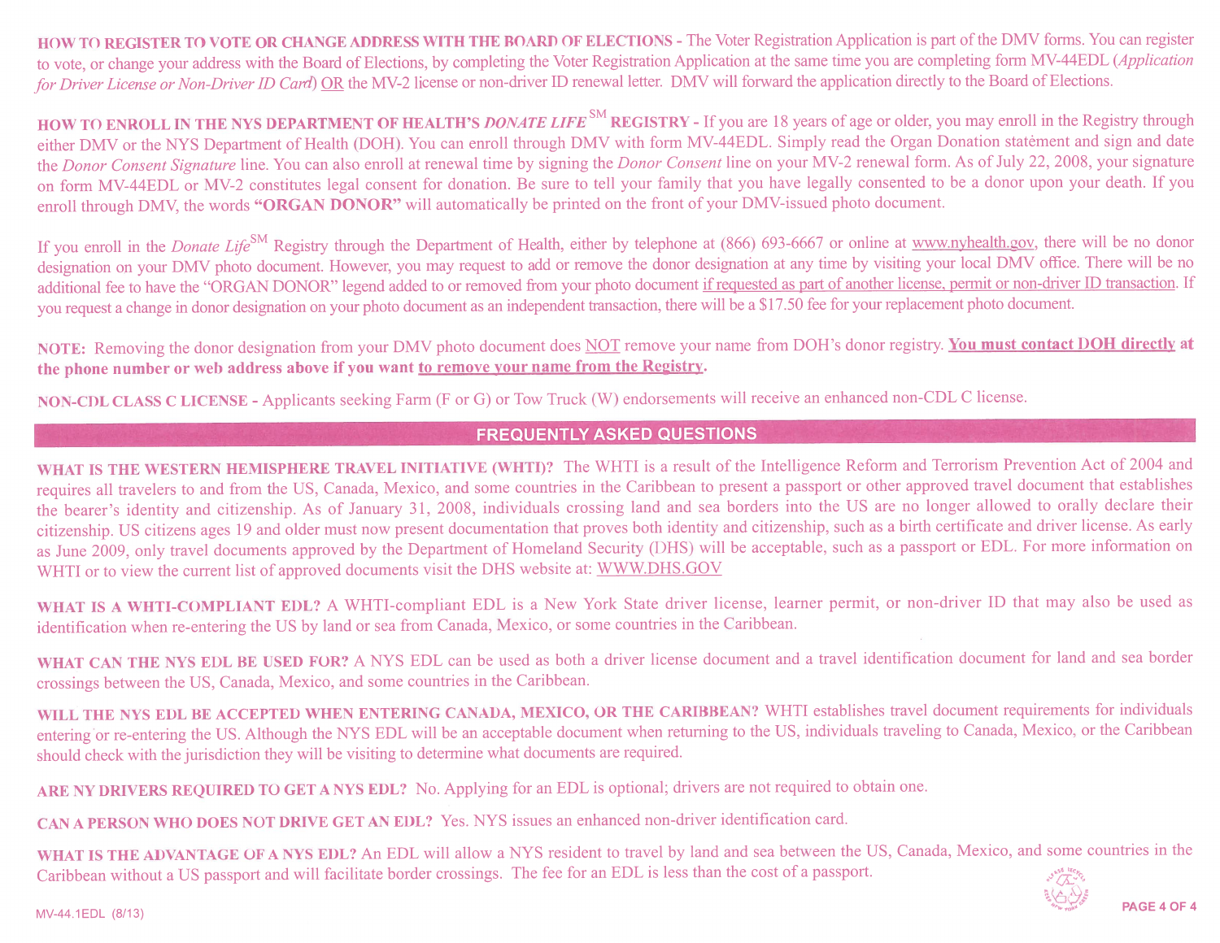**HOW TO REGISTER TO VOTE OR CHANGE ADDRESS WITH THE BOARD OF ELECTIONS -** The Voter Registration Application is part of the DMV forms. You can register to vote, or change your address with the Board of Elections, by completing the Voter Registration Application at the same time you are completing form MV-44EDL (*Application for Driver License or Non-Driver ID Card*) OR the MV-2 license or non-driver ID renewal letter. DMV will forward the application directly to the Board of Elections.

**HOW TO ENROLL IN THE NYS DEPARTMENT OF HEALTH'S *DONATE LIFE*[SM] REGISTRY -** If you are 18 years of age or older, you may enroll in the Registry through either DMV or the NYS Department of Health (DOH). You can enroll through DMV with form MV-44EDL. Simply read the Organ Donation statement and sign and date the *Donor Consent Signature* line. You can also enroll at renewal time by signing the *Donor Consent* line on your MV-2 renewal form. As of July 22, 2008, your signature on form MV-44EDL or MV-2 constitutes legal consent for donation. Be sure to tell your family that you have legally consented to be a donor upon your death. If you enroll through DMV, the words **"ORGAN DONOR"** will automatically be printed on the front of your DMV-issued photo document.

If you enroll in the *Donate Life*[SM] Registry through the Department of Health, either by telephone at (866) 693-6667 or online at www.nyhealth.gov, there will be no donor designation on your DMV photo document. However, you may request to add or remove the donor designation at any time by visiting your local DMV office. There will be no additional fee to have the "ORGAN DONOR" legend added to or removed from your photo document if requested as part of another license, permit or non-driver ID transaction. If you request a change in donor designation on your photo document as an independent transaction, there will be a $17.50 fee for your replacement photo document.

**NOTE:** Removing the donor designation from your DMV photo document does NOT remove your name from DOH's donor registry. **You must contact DOH directly at the phone number or web address above if you want to remove your name from the Registry.**

**NON-CDL CLASS C LICENSE -** Applicants seeking Farm (F or G) or Tow Truck (W) endorsements will receive an enhanced non-CDL C license.

## FREQUENTLY ASKED QUESTIONS

**WHAT IS THE WESTERN HEMISPHERE TRAVEL INITIATIVE (WHTI)?** The WHTI is a result of the Intelligence Reform and Terrorism Prevention Act of 2004 and requires all travelers to and from the US, Canada, Mexico, and some countries in the Caribbean to present a passport or other approved travel document that establishes the bearer's identity and citizenship. As of January 31, 2008, individuals crossing land and sea borders into the US are no longer allowed to orally declare their citizenship. US citizens ages 19 and older must now present documentation that proves both identity and citizenship, such as a birth certificate and driver license. As early as June 2009, only travel documents approved by the Department of Homeland Security (DHS) will be acceptable, such as a passport or EDL. For more information on WHTI or to view the current list of approved documents visit the DHS website at: WWW.DHS.GOV

**WHAT IS A WHTI-COMPLIANT EDL?** A WHTI-compliant EDL is a New York State driver license, learner permit, or non-driver ID that may also be used as identification when re-entering the US by land or sea from Canada, Mexico, or some countries in the Caribbean.

**WHAT CAN THE NYS EDL BE USED FOR?** A NYS EDL can be used as both a driver license document and a travel identification document for land and sea border crossings between the US, Canada, Mexico, and some countries in the Caribbean.

**WILL THE NYS EDL BE ACCEPTED WHEN ENTERING CANADA, MEXICO, OR THE CARIBBEAN?** WHTI establishes travel document requirements for individuals entering or re-entering the US. Although the NYS EDL will be an acceptable document when returning to the US, individuals traveling to Canada, Mexico, or the Caribbean should check with the jurisdiction they will be visiting to determine what documents are required.

**ARE NY DRIVERS REQUIRED TO GET A NYS EDL?** No. Applying for an EDL is optional; drivers are not required to obtain one.

**CAN A PERSON WHO DOES NOT DRIVE GET AN EDL?** Yes. NYS issues an enhanced non-driver identification card.

**WHAT IS THE ADVANTAGE OF A NYS EDL?** An EDL will allow a NYS resident to travel by land and sea between the US, Canada, Mexico, and some countries in the Caribbean without a US passport and will facilitate border crossings. The fee for an EDL is less than the cost of a passport.

MV-44.1EDL (8/13)